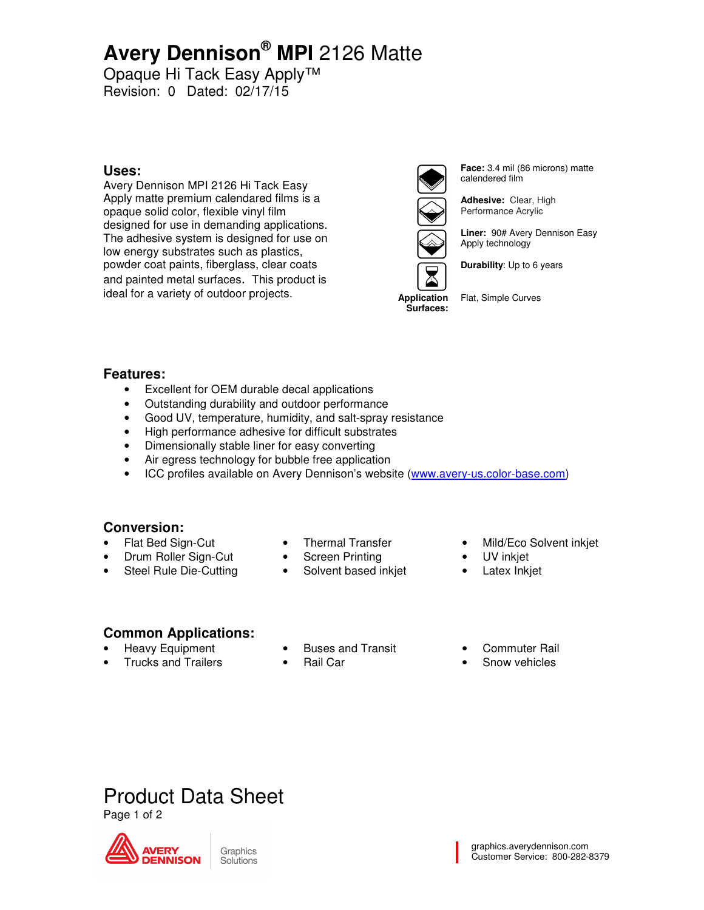# Avery Dennison® MPI 2126 Matte

Opaque Hi Tack Easy Apply™

Revision: 0 Dated: 02/17/15

## Uses:

Avery Dennison MPI 2126 Hi Tack Easy Apply matte premium calendared films is a opaque solid color, flexible vinyl film designed for use in demanding applications. The adhesive system is designed for use on low energy substrates such as plastics, powder coat paints, fiberglass, clear coats and painted metal surfaces. This product is ideal for a variety of outdoor projects.

**Face:** 3.4 mil (86 microns) matte calendered film

**Adhesive:** Clear, High Performance Acrylic

**Liner:** 90# Avery Dennison Easy Apply technology

**Durability**: Up to 6 years

**Application Surfaces:** Flat, Simple Curves

## Features:

- Excellent for OEM durable decal applications
- Outstanding durability and outdoor performance
- Good UV, temperature, humidity, and salt-spray resistance
- High performance adhesive for difficult substrates
- Dimensionally stable liner for easy converting
- Air egress technology for bubble free application
- ICC profiles available on Avery Dennison's website (www.avery-us.color-base.com)

## Conversion:

- Flat Bed Sign-Cut
- Drum Roller Sign-Cut
- Steel Rule Die-Cutting
- Thermal Transfer
- Screen Printing
- Solvent based inkjet
- Mild/Eco Solvent inkjet
- UV inkjet
- Latex Inkjet

## Common Applications:

- Heavy Equipment
- Trucks and Trailers
- Buses and Transit
- Rail Car
- Commuter Rail
- Snow vehicles

# Product Data Sheet

AVERY DENNISON | Graphics Solutions

graphics.averydennison.com
Customer Service: 800-282-8379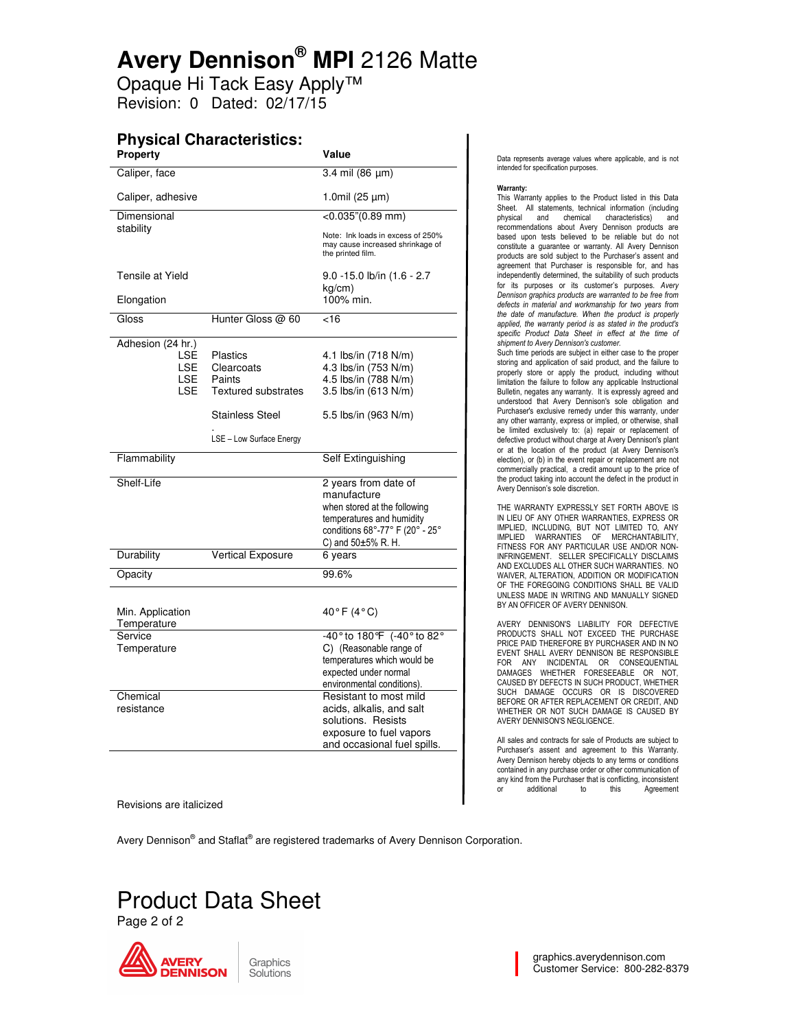# Avery Dennison® MPI 2126 Matte

Opaque Hi Tack Easy Apply™
Revision: 0 Dated: 02/17/15

## Physical Characteristics:

| Property | | Value |
|---|---|---|
| Caliper, face | | 3.4 mil (86 µm) |
| Caliper, adhesive | | 1.0mil (25 µm) |
| Dimensional stability | | <0.035"(0.89 mm)<br>Note: Ink loads in excess of 250% may cause increased shrinkage of the printed film. |
| Tensile at Yield | | 9.0 -15.0 lb/in (1.6 - 2.7 kg/cm) |
| Elongation | | 100% min. |
| Gloss | Hunter Gloss @ 60 | <16 |
| Adhesion (24 hr.) | | |
| LSE | Plastics | 4.1 lbs/in (718 N/m) |
| LSE | Clearcoats | 4.3 lbs/in (753 N/m) |
| LSE | Paints | 4.5 lbs/in (788 N/m) |
| LSE | Textured substrates | 3.5 lbs/in (613 N/m) |
| | Stainless Steel | 5.5 lbs/in (963 N/m) |
| | LSE – Low Surface Energy | |
| Flammability | | Self Extinguishing |
| Shelf-Life | | 2 years from date of manufacture when stored at the following temperatures and humidity conditions 68°-77° F (20° - 25° C) and 50±5% R. H. |
| Durability | Vertical Exposure | 6 years |
| Opacity | | 99.6% |
| Min. Application Temperature | | 40°F (4°C) |
| Service Temperature | | -40° to 180°F (-40° to 82° C) (Reasonable range of temperatures which would be expected under normal environmental conditions). |
| Chemical resistance | | Resistant to most mild acids, alkalis, and salt solutions. Resists exposure to fuel vapors and occasional fuel spills. |

Data represents average values where applicable, and is not intended for specification purposes.

**Warranty:**
This Warranty applies to the Product listed in this Data Sheet. All statements, technical information (including physical and chemical characteristics) and recommendations about Avery Dennison products are based upon tests believed to be reliable but do not constitute a guarantee or warranty. All Avery Dennison products are sold subject to the Purchaser's assent and agreement that Purchaser is responsible for, and has independently determined, the suitability of such products for its purposes or its customer's purposes. *Avery Dennison graphics products are warranted to be free from defects in material and workmanship for two years from the date of manufacture. When the product is properly applied, the warranty period is as stated in the product's specific Product Data Sheet in effect at the time of shipment to Avery Dennison's customer.*
Such time periods are subject in either case to the proper storing and application of said product, and the failure to properly store or apply the product, including without limitation the failure to follow any applicable Instructional Bulletin, negates any warranty. It is expressly agreed and understood that Avery Dennison's sole obligation and Purchaser's exclusive remedy under this warranty, under any other warranty, express or implied, or otherwise, shall be limited exclusively to: (a) repair or replacement of defective product without charge at Avery Dennison's plant or at the location of the product (at Avery Dennison's election), or (b) in the event repair or replacement are not commercially practical, a credit amount up to the price of the product taking into account the defect in the product in Avery Dennison's sole discretion.

THE WARRANTY EXPRESSLY SET FORTH ABOVE IS IN LIEU OF ANY OTHER WARRANTIES, EXPRESS OR IMPLIED, INCLUDING, BUT NOT LIMITED TO, ANY IMPLIED WARRANTIES OF MERCHANTABILITY, FITNESS FOR ANY PARTICULAR USE AND/OR NON-INFRINGEMENT. SELLER SPECIFICALLY DISCLAIMS AND EXCLUDES ALL OTHER SUCH WARRANTIES. NO WAIVER, ALTERATION, ADDITION OR MODIFICATION OF THE FOREGOING CONDITIONS SHALL BE VALID UNLESS MADE IN WRITING AND MANUALLY SIGNED BY AN OFFICER OF AVERY DENNISON.

AVERY DENNISON'S LIABILITY FOR DEFECTIVE PRODUCTS SHALL NOT EXCEED THE PURCHASE PRICE PAID THEREFORE BY PURCHASER AND IN NO EVENT SHALL AVERY DENNISON BE RESPONSIBLE FOR ANY INCIDENTAL OR CONSEQUENTIAL DAMAGES WHETHER FORESEEABLE OR NOT, CAUSED BY DEFECTS IN SUCH PRODUCT, WHETHER SUCH DAMAGE OCCURS OR IS DISCOVERED BEFORE OR AFTER REPLACEMENT OR CREDIT, AND WHETHER OR NOT SUCH DAMAGE IS CAUSED BY AVERY DENNISON'S NEGLIGENCE.

All sales and contracts for sale of Products are subject to Purchaser's assent and agreement to this Warranty. Avery Dennison hereby objects to any terms or conditions contained in any purchase order or other communication of any kind from the Purchaser that is conflicting, inconsistent or additional to this Agreement

Revisions are italicized

Avery Dennison® and Staflat® are registered trademarks of Avery Dennison Corporation.

# Product Data Sheet

Avery Dennison Graphics Solutions

graphics.averydennison.com
Customer Service: 800-282-8379